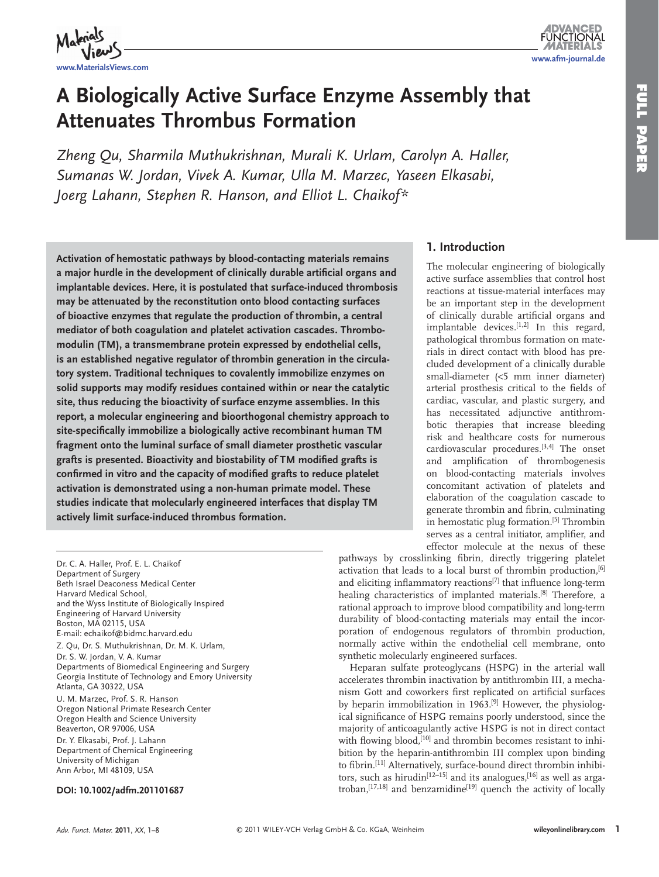# A Biologically Active Surface Enzyme Assembly that Attenuates Thrombus Formation

*Zheng Qu, Sharmila Muthukrishnan, Murali K. Urlam, Carolyn A. Haller, Sumanas W. Jordan, Vivek A. Kumar, Ulla M. Marzec, Yaseen Elkasabi, Joerg Lahann, Stephen R. Hanson, and Elliot L. Chaikof\**

**Activation of hemostatic pathways by blood-contacting materials remains a major hurdle in the development of clinically durable artificial organs and implantable devices. Here, it is postulated that surface-induced thrombosis may be attenuated by the reconstitution onto blood contacting surfaces of bioactive enzymes that regulate the production of thrombin, a central mediator of both coagulation and platelet activation cascades. Thrombomodulin (TM), a transmembrane protein expressed by endothelial cells, is an established negative regulator of thrombin generation in the circulatory system. Traditional techniques to covalently immobilize enzymes on solid supports may modify residues contained within or near the catalytic site, thus reducing the bioactivity of surface enzyme assemblies. In this report, a molecular engineering and bioorthogonal chemistry approach to site-specifically immobilize a biologically active recombinant human TM fragment onto the luminal surface of small diameter prosthetic vascular grafts is presented. Bioactivity and biostability of TM modified grafts is confirmed in vitro and the capacity of modified grafts to reduce platelet activation is demonstrated using a non-human primate model. These studies indicate that molecularly engineered interfaces that display TM actively limit surface-induced thrombus formation.**

Dr. C. A. Haller, Prof. E. L. Chaikof
Department of Surgery
Beth Israel Deaconess Medical Center
Harvard Medical School,
and the Wyss Institute of Biologically Inspired
Engineering of Harvard University
Boston, MA 02115, USA
E-mail: echaikof@bidmc.harvard.edu

Z. Qu, Dr. S. Muthukrishnan, Dr. M. K. Urlam,
Dr. S. W. Jordan, V. A. Kumar
Departments of Biomedical Engineering and Surgery
Georgia Institute of Technology and Emory University
Atlanta, GA 30322, USA

U. M. Marzec, Prof. S. R. Hanson
Oregon National Primate Research Center
Oregon Health and Science University
Beaverton, OR 97006, USA

Dr. Y. Elkasabi, Prof. J. Lahann
Department of Chemical Engineering
University of Michigan
Ann Arbor, MI 48109, USA

**DOI: 10.1002/adfm.201101687**

## 1. Introduction

The molecular engineering of biologically active surface assemblies that control host reactions at tissue-material interfaces may be an important step in the development of clinically durable artificial organs and implantable devices.[1,2] In this regard, pathological thrombus formation on materials in direct contact with blood has precluded development of a clinically durable small-diameter (<5 mm inner diameter) arterial prosthesis critical to the fields of cardiac, vascular, and plastic surgery, and has necessitated adjunctive antithrombotic therapies that increase bleeding risk and healthcare costs for numerous cardiovascular procedures.[3,4] The onset and amplification of thrombogenesis on blood-contacting materials involves concomitant activation of platelets and elaboration of the coagulation cascade to generate thrombin and fibrin, culminating in hemostatic plug formation.[5] Thrombin serves as a central initiator, amplifier, and effector molecule at the nexus of these pathways by crosslinking fibrin, directly triggering platelet activation that leads to a local burst of thrombin production,[6] and eliciting inflammatory reactions[7] that influence long-term healing characteristics of implanted materials.[8] Therefore, a rational approach to improve blood compatibility and long-term durability of blood-contacting materials may entail the incorporation of endogenous regulators of thrombin production, normally active within the endothelial cell membrane, onto synthetic molecularly engineered surfaces.

Heparan sulfate proteoglycans (HSPG) in the arterial wall accelerates thrombin inactivation by antithrombin III, a mechanism Gott and coworkers first replicated on artificial surfaces by heparin immobilization in 1963.[9] However, the physiological significance of HSPG remains poorly understood, since the majority of anticoagulantly active HSPG is not in direct contact with flowing blood,[10] and thrombin becomes resistant to inhibition by the heparin-antithrombin III complex upon binding to fibrin.[11] Alternatively, surface-bound direct thrombin inhibitors, such as hirudin[12–15] and its analogues,[16] as well as argatroban,[17,18] and benzamidine[19] quench the activity of locally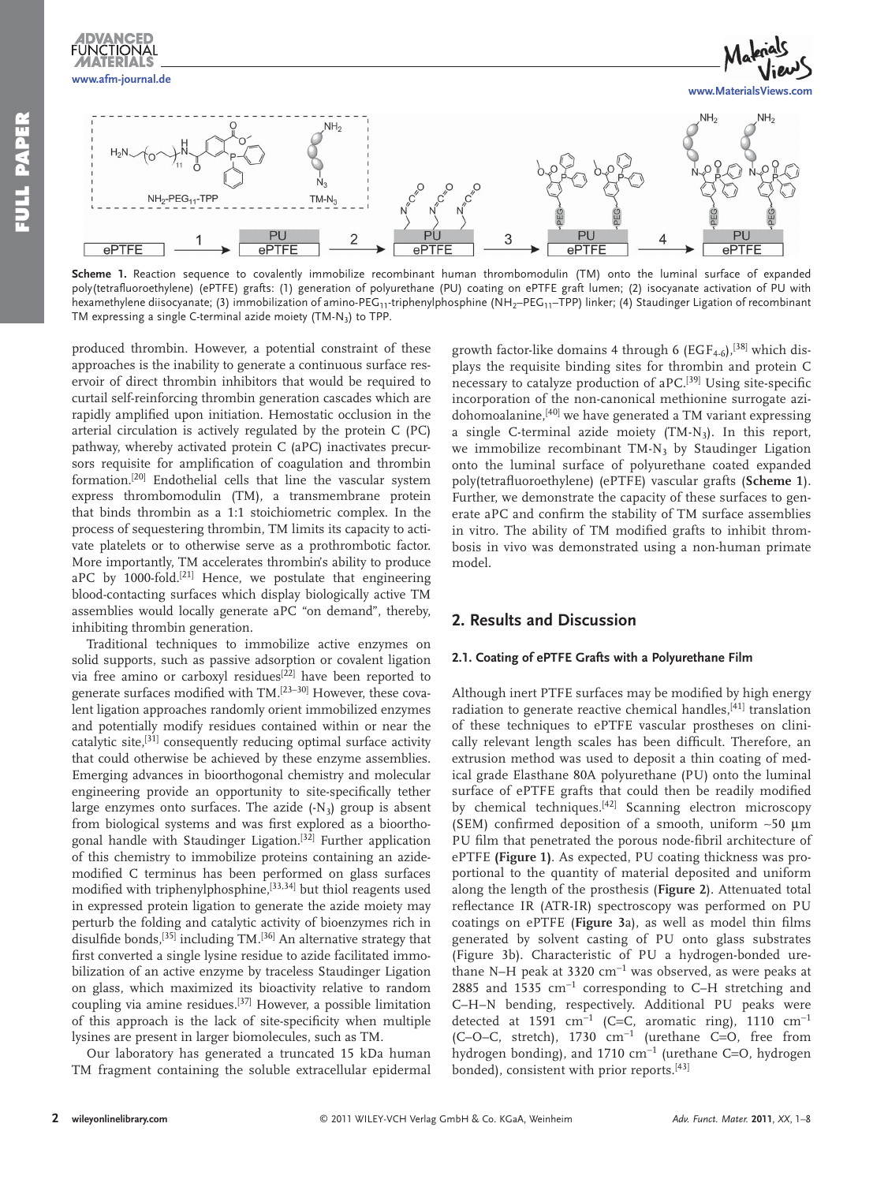**Scheme 1.** Reaction sequence to covalently immobilize recombinant human thrombomodulin (TM) onto the luminal surface of expanded poly(tetrafluoroethylene) (ePTFE) grafts: (1) generation of polyurethane (PU) coating on ePTFE graft lumen; (2) isocyanate activation of PU with hexamethylene diisocyanate; (3) immobilization of amino-PEG$_{11}$-triphenylphosphine (NH$_2$–PEG$_{11}$–TPP) linker; (4) Staudinger Ligation of recombinant TM expressing a single C-terminal azide moiety (TM-N$_3$) to TPP.

produced thrombin. However, a potential constraint of these approaches is the inability to generate a continuous surface reservoir of direct thrombin inhibitors that would be required to curtail self-reinforcing thrombin generation cascades which are rapidly amplified upon initiation. Hemostatic occlusion in the arterial circulation is actively regulated by the protein C (PC) pathway, whereby activated protein C (aPC) inactivates precursors requisite for amplification of coagulation and thrombin formation.[20] Endothelial cells that line the vascular system express thrombomodulin (TM), a transmembrane protein that binds thrombin as a 1:1 stoichiometric complex. In the process of sequestering thrombin, TM limits its capacity to activate platelets or to otherwise serve as a prothrombotic factor. More importantly, TM accelerates thrombin's ability to produce aPC by 1000-fold.[21] Hence, we postulate that engineering blood-contacting surfaces which display biologically active TM assemblies would locally generate aPC "on demand", thereby, inhibiting thrombin generation.

Traditional techniques to immobilize active enzymes on solid supports, such as passive adsorption or covalent ligation via free amino or carboxyl residues[22] have been reported to generate surfaces modified with TM.[23–30] However, these covalent ligation approaches randomly orient immobilized enzymes and potentially modify residues contained within or near the catalytic site,[31] consequently reducing optimal surface activity that could otherwise be achieved by these enzyme assemblies. Emerging advances in bioorthogonal chemistry and molecular engineering provide an opportunity to site-specifically tether large enzymes onto surfaces. The azide (-N$_3$) group is absent from biological systems and was first explored as a bioorthogonal handle with Staudinger Ligation.[32] Further application of this chemistry to immobilize proteins containing an azide-modified C terminus has been performed on glass surfaces modified with triphenylphosphine,[33,34] but thiol reagents used in expressed protein ligation to generate the azide moiety may perturb the folding and catalytic activity of bioenzymes rich in disulfide bonds,[35] including TM.[36] An alternative strategy that first converted a single lysine residue to azide facilitated immobilization of an active enzyme by traceless Staudinger Ligation on glass, which maximized its bioactivity relative to random coupling via amine residues.[37] However, a possible limitation of this approach is the lack of site-specificity when multiple lysines are present in larger biomolecules, such as TM.

Our laboratory has generated a truncated 15 kDa human TM fragment containing the soluble extracellular epidermal growth factor-like domains 4 through 6 (EGF$_{4-6}$),[38] which displays the requisite binding sites for thrombin and protein C necessary to catalyze production of aPC.[39] Using site-specific incorporation of the non-canonical methionine surrogate azidohomoalanine,[40] we have generated a TM variant expressing a single C-terminal azide moiety (TM-N$_3$). In this report, we immobilize recombinant TM-N$_3$ by Staudinger Ligation onto the luminal surface of polyurethane coated expanded poly(tetrafluoroethylene) (ePTFE) vascular grafts (**Scheme 1**). Further, we demonstrate the capacity of these surfaces to generate aPC and confirm the stability of TM surface assemblies in vitro. The ability of TM modified grafts to inhibit thrombosis in vivo was demonstrated using a non-human primate model.

## 2. Results and Discussion

### 2.1. Coating of ePTFE Grafts with a Polyurethane Film

Although inert PTFE surfaces may be modified by high energy radiation to generate reactive chemical handles,[41] translation of these techniques to ePTFE vascular prostheses on clinically relevant length scales has been difficult. Therefore, an extrusion method was used to deposit a thin coating of medical grade Elasthane 80A polyurethane (PU) onto the luminal surface of ePTFE grafts that could then be readily modified by chemical techniques.[42] Scanning electron microscopy (SEM) confirmed deposition of a smooth, uniform ~50 μm PU film that penetrated the porous node-fibril architecture of ePTFE **(Figure 1)**. As expected, PU coating thickness was proportional to the quantity of material deposited and uniform along the length of the prosthesis (**Figure 2**). Attenuated total reflectance IR (ATR-IR) spectroscopy was performed on PU coatings on ePTFE (**Figure 3**a), as well as model thin films generated by solvent casting of PU onto glass substrates (Figure 3b). Characteristic of PU a hydrogen-bonded urethane N–H peak at 3320 cm$^{-1}$ was observed, as were peaks at 2885 and 1535 cm$^{-1}$ corresponding to C–H stretching and C–H–N bending, respectively. Additional PU peaks were detected at 1591 cm$^{-1}$ (C=C, aromatic ring), 1110 cm$^{-1}$ (C–O–C, stretch), 1730 cm$^{-1}$ (urethane C=O, free from hydrogen bonding), and 1710 cm$^{-1}$ (urethane C=O, hydrogen bonded), consistent with prior reports.[43]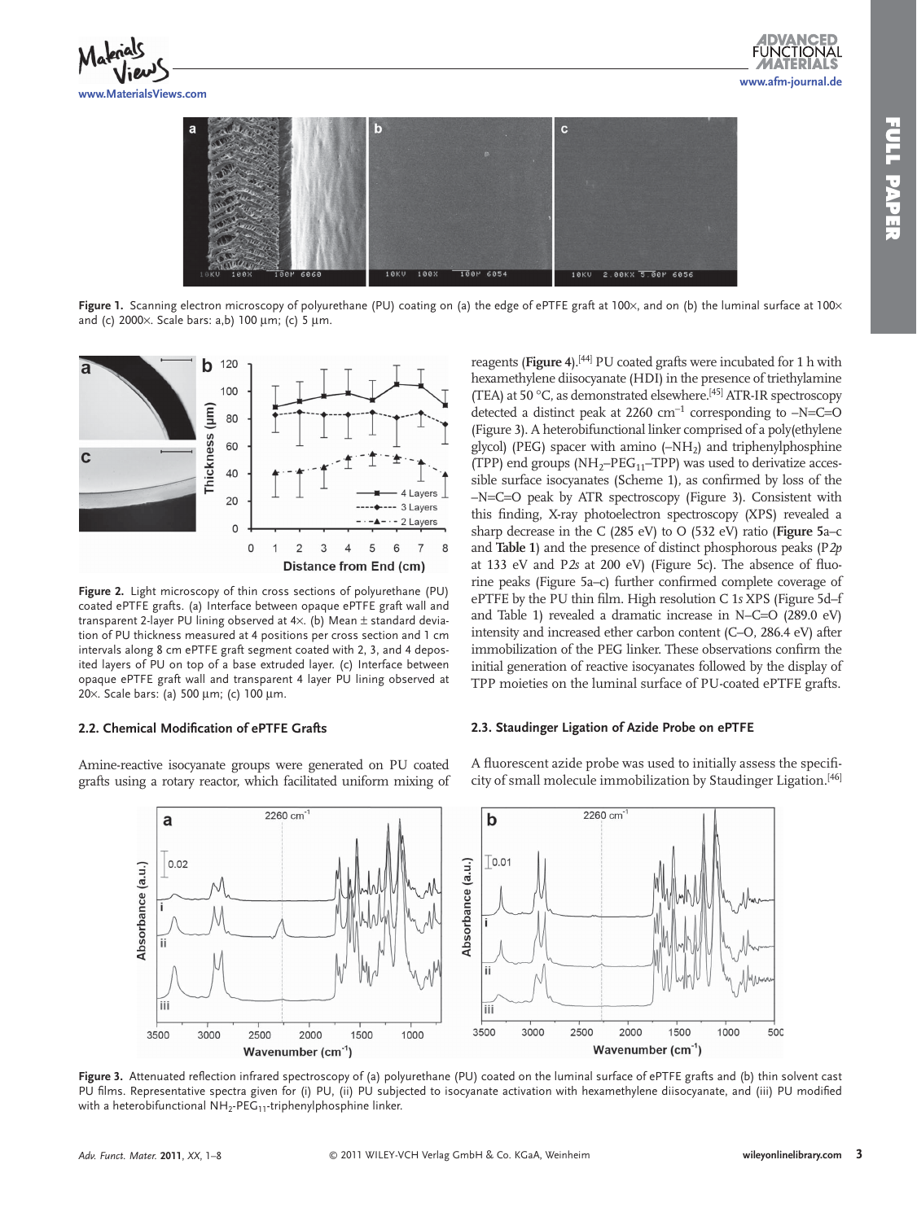**Figure 1.** Scanning electron microscopy of polyurethane (PU) coating on (a) the edge of ePTFE graft at 100×, and on (b) the luminal surface at 100× and (c) 2000×. Scale bars: a,b) 100 μm; (c) 5 μm.

**Figure 2.** Light microscopy of thin cross sections of polyurethane (PU) coated ePTFE grafts. (a) Interface between opaque ePTFE graft wall and transparent 2-layer PU lining observed at 4×. (b) Mean ± standard deviation of PU thickness measured at 4 positions per cross section and 1 cm intervals along 8 cm ePTFE graft segment coated with 2, 3, and 4 deposited layers of PU on top of a base extruded layer. (c) Interface between opaque ePTFE graft wall and transparent 4 layer PU lining observed at 20×. Scale bars: (a) 500 μm; (c) 100 μm.

### 2.2. Chemical Modification of ePTFE Grafts

Amine-reactive isocyanate groups were generated on PU coated grafts using a rotary reactor, which facilitated uniform mixing of reagents (**Figure 4**).[44] PU coated grafts were incubated for 1 h with hexamethylene diisocyanate (HDI) in the presence of triethylamine (TEA) at 50 °C, as demonstrated elsewhere.[45] ATR-IR spectroscopy detected a distinct peak at 2260 cm$^{-1}$ corresponding to –N=C=O (Figure 3). A heterobifunctional linker comprised of a poly(ethylene glycol) (PEG) spacer with amino (–$NH_2$) and triphenylphosphine (TPP) end groups ($NH_2$–$PEG_{11}$–TPP) was used to derivatize accessible surface isocyanates (Scheme 1), as confirmed by loss of the –N=C=O peak by ATR spectroscopy (Figure 3). Consistent with this finding, X-ray photoelectron spectroscopy (XPS) revealed a sharp decrease in the C (285 eV) to O (532 eV) ratio (**Figure 5**a–c and **Table 1**) and the presence of distinct phosphorous peaks (P*2p* at 133 eV and P*2s* at 200 eV) (Figure 5c). The absence of fluorine peaks (Figure 5a–c) further confirmed complete coverage of ePTFE by the PU thin film. High resolution C 1*s* XPS (Figure 5d–f and Table 1) revealed a dramatic increase in N–C=O (289.0 eV) intensity and increased ether carbon content (C–O, 286.4 eV) after immobilization of the PEG linker. These observations confirm the initial generation of reactive isocyanates followed by the display of TPP moieties on the luminal surface of PU-coated ePTFE grafts.

### 2.3. Staudinger Ligation of Azide Probe on ePTFE

A fluorescent azide probe was used to initially assess the specificity of small molecule immobilization by Staudinger Ligation.[46]

**Figure 3.** Attenuated reflection infrared spectroscopy of (a) polyurethane (PU) coated on the luminal surface of ePTFE grafts and (b) thin solvent cast PU films. Representative spectra given for (i) PU, (ii) PU subjected to isocyanate activation with hexamethylene diisocyanate, and (iii) PU modified with a heterobifunctional $NH_2$-$PEG_{11}$-triphenylphosphine linker.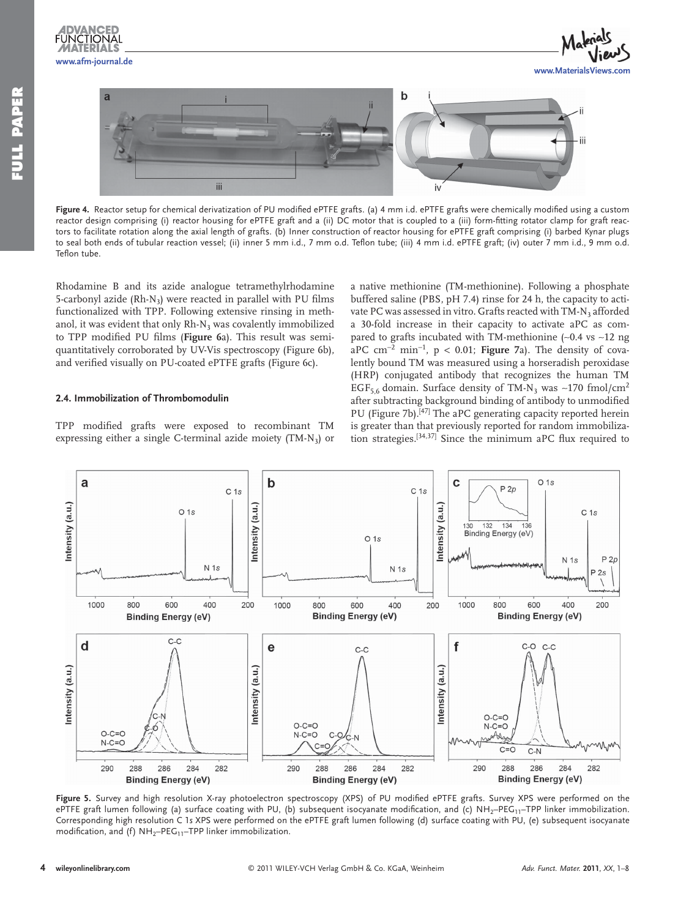**Figure 4.** Reactor setup for chemical derivatization of PU modified ePTFE grafts. (a) 4 mm i.d. ePTFE grafts were chemically modified using a custom reactor design comprising (i) reactor housing for ePTFE graft and a (ii) DC motor that is coupled to a (iii) form-fitting rotator clamp for graft reactors to facilitate rotation along the axial length of grafts. (b) Inner construction of reactor housing for ePTFE graft comprising (i) barbed Kynar plugs to seal both ends of tubular reaction vessel; (ii) inner 5 mm i.d., 7 mm o.d. Teflon tube; (iii) 4 mm i.d. ePTFE graft; (iv) outer 7 mm i.d., 9 mm o.d. Teflon tube.

Rhodamine B and its azide analogue tetramethylrhodamine 5-carbonyl azide (Rh-$N_3$) were reacted in parallel with PU films functionalized with TPP. Following extensive rinsing in methanol, it was evident that only Rh-$N_3$ was covalently immobilized to TPP modified PU films (**Figure 6**a). This result was semi-quantitatively corroborated by UV-Vis spectroscopy (Figure 6b), and verified visually on PU-coated ePTFE grafts (Figure 6c).

### 2.4. Immobilization of Thrombomodulin

TPP modified grafts were exposed to recombinant TM expressing either a single C-terminal azide moiety (TM-$N_3$) or a native methionine (TM-methionine). Following a phosphate buffered saline (PBS, pH 7.4) rinse for 24 h, the capacity to activate PC was assessed in vitro. Grafts reacted with TM-$N_3$ afforded a 30-fold increase in their capacity to activate aPC as compared to grafts incubated with TM-methionine (~0.4 vs ~12 ng aPC $cm^{-2}$ $min^{-1}$, $p < 0.01$; **Figure 7**a). The density of covalently bound TM was measured using a horseradish peroxidase (HRP) conjugated antibody that recognizes the human TM $EGF_{5,6}$ domain. Surface density of TM-$N_3$ was ~170 fmol/$cm^2$ after subtracting background binding of antibody to unmodified PU (Figure 7b).[47] The aPC generating capacity reported herein is greater than that previously reported for random immobilization strategies.[34,37] Since the minimum aPC flux required to

**Figure 5.** Survey and high resolution X-ray photoelectron spectroscopy (XPS) of PU modified ePTFE grafts. Survey XPS were performed on the ePTFE graft lumen following (a) surface coating with PU, (b) subsequent isocyanate modification, and (c) $NH_2$–$PEG_{11}$–TPP linker immobilization. Corresponding high resolution C 1s XPS were performed on the ePTFE graft lumen following (d) surface coating with PU, (e) subsequent isocyanate modification, and (f) $NH_2$–$PEG_{11}$–TPP linker immobilization.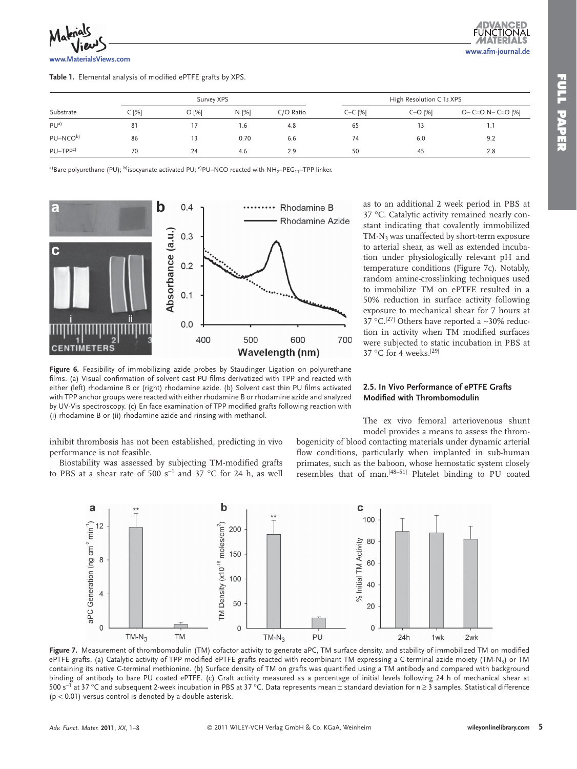**Table 1.** Elemental analysis of modified ePTFE grafts by XPS.

| Substrate | Survey XPS | | | | High Resolution C 1s XPS | | |
|---|---|---|---|---|---|---|---|
| | C [%] | O [%] | N [%] | C/O Ratio | C–C [%] | C–O [%] | O– C=O N– C=O [%] |
| PU[a)] | 81 | 17 | 1.6 | 4.8 | 65 | 13 | 1.1 |
| PU–NCO[b)] | 86 | 13 | 0.70 | 6.6 | 74 | 6.0 | 9.2 |
| PU–TPP[c)] | 70 | 24 | 4.6 | 2.9 | 50 | 45 | 2.8 |

[a)]Bare polyurethane (PU); [b)]isocyanate activated PU; [c)]PU–NCO reacted with $NH_2$–$PEG_{11}$–TPP linker.

**Figure 6.** Feasibility of immobilizing azide probes by Staudinger Ligation on polyurethane films. (a) Visual confirmation of solvent cast PU films derivatized with TPP and reacted with either (left) rhodamine B or (right) rhodamine azide. (b) Solvent cast thin PU films activated with TPP anchor groups were reacted with either rhodamine B or rhodamine azide and analyzed by UV-Vis spectroscopy. (c) En face examination of TPP modified grafts following reaction with (i) rhodamine B or (ii) rhodamine azide and rinsing with methanol.

inhibit thrombosis has not been established, predicting in vivo performance is not feasible.

Biostability was assessed by subjecting TM-modified grafts to PBS at a shear rate of 500 $s^{-1}$ and 37 °C for 24 h, as well as to an additional 2 week period in PBS at 37 °C. Catalytic activity remained nearly constant indicating that covalently immobilized TM-$N_3$ was unaffected by short-term exposure to arterial shear, as well as extended incubation under physiologically relevant pH and temperature conditions (Figure 7c). Notably, random amine-crosslinking techniques used to immobilize TM on ePTFE resulted in a 50% reduction in surface activity following exposure to mechanical shear for 7 hours at 37 °C.[27] Others have reported a ~30% reduction in activity when TM modified surfaces were subjected to static incubation in PBS at 37 °C for 4 weeks.[29]

### 2.5. In Vivo Performance of ePTFE Grafts Modified with Thrombomodulin

The ex vivo femoral arteriovenous shunt model provides a means to assess the thrombogenicity of blood contacting materials under dynamic arterial flow conditions, particularly when implanted in sub-human primates, such as the baboon, whose hemostatic system closely resembles that of man.[48–51] Platelet binding to PU coated

**Figure 7.** Measurement of thrombomodulin (TM) cofactor activity to generate aPC, TM surface density, and stability of immobilized TM on modified ePTFE grafts. (a) Catalytic activity of TPP modified ePTFE grafts reacted with recombinant TM expressing a C-terminal azide moiety (TM-$N_3$) or TM containing its native C-terminal methionine. (b) Surface density of TM on grafts was quantified using a TM antibody and compared with background binding of antibody to bare PU coated ePTFE. (c) Graft activity measured as a percentage of initial levels following 24 h of mechanical shear at 500 $s^{-1}$ at 37 °C and subsequent 2-week incubation in PBS at 37 °C. Data represents mean ± standard deviation for n ≥ 3 samples. Statistical difference ($p < 0.01$) versus control is denoted by a double asterisk.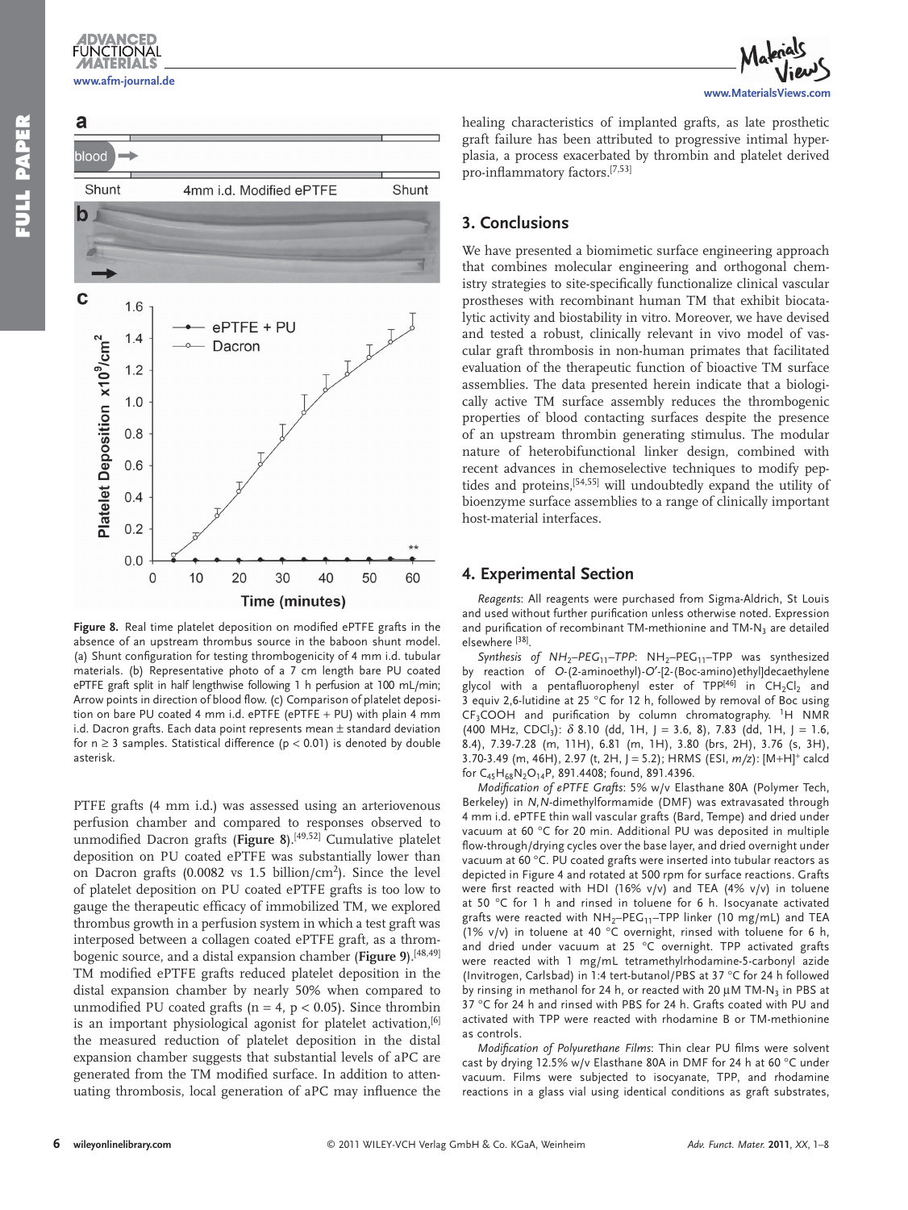Figure 8. Real time platelet deposition on modified ePTFE grafts in the absence of an upstream thrombus source in the baboon shunt model. (a) Shunt configuration for testing thrombogenicity of 4 mm i.d. tubular materials. (b) Representative photo of a 7 cm length bare PU coated ePTFE graft split in half lengthwise following 1 h perfusion at 100 mL/min; Arrow points in direction of blood flow. (c) Comparison of platelet deposition on bare PU coated 4 mm i.d. ePTFE (ePTFE + PU) with plain 4 mm i.d. Dacron grafts. Each data point represents mean ± standard deviation for n ≥ 3 samples. Statistical difference ($p < 0.01$) is denoted by double asterisk.

PTFE grafts (4 mm i.d.) was assessed using an arteriovenous perfusion chamber and compared to responses observed to unmodified Dacron grafts (**Figure 8**).[49,52] Cumulative platelet deposition on PU coated ePTFE was substantially lower than on Dacron grafts (0.0082 vs 1.5 billion/cm$^2$). Since the level of platelet deposition on PU coated ePTFE grafts is too low to gauge the therapeutic efficacy of immobilized TM, we explored thrombus growth in a perfusion system in which a test graft was interposed between a collagen coated ePTFE graft, as a thrombogenic source, and a distal expansion chamber (**Figure 9**).[48,49] TM modified ePTFE grafts reduced platelet deposition in the distal expansion chamber by nearly 50% when compared to unmodified PU coated grafts ($n = 4$, $p < 0.05$). Since thrombin is an important physiological agonist for platelet activation,[6] the measured reduction of platelet deposition in the distal expansion chamber suggests that substantial levels of aPC are generated from the TM modified surface. In addition to attenuating thrombosis, local generation of aPC may influence the healing characteristics of implanted grafts, as late prosthetic graft failure has been attributed to progressive intimal hyperplasia, a process exacerbated by thrombin and platelet derived pro-inflammatory factors.[7,53]

## 3. Conclusions

We have presented a biomimetic surface engineering approach that combines molecular engineering and orthogonal chemistry strategies to site-specifically functionalize clinical vascular prostheses with recombinant human TM that exhibit biocatalytic activity and biostability in vitro. Moreover, we have devised and tested a robust, clinically relevant in vivo model of vascular graft thrombosis in non-human primates that facilitated evaluation of the therapeutic function of bioactive TM surface assemblies. The data presented herein indicate that a biologically active TM surface assembly reduces the thrombogenic properties of blood contacting surfaces despite the presence of an upstream thrombin generating stimulus. The modular nature of heterobifunctional linker design, combined with recent advances in chemoselective techniques to modify peptides and proteins,[54,55] will undoubtedly expand the utility of bioenzyme surface assemblies to a range of clinically important host-material interfaces.

## 4. Experimental Section

*Reagents*: All reagents were purchased from Sigma-Aldrich, St Louis and used without further purification unless otherwise noted. Expression and purification of recombinant TM-methionine and TM-$N_3$ are detailed elsewhere [38].

*Synthesis of $NH_2$–$PEG_{11}$–TPP*: $NH_2$–$PEG_{11}$–TPP was synthesized by reaction of *O*-(2-aminoethyl)-*O*′-[2-(Boc-amino)ethyl]decaethylene glycol with a pentafluorophenyl ester of TPP[46] in $CH_2Cl_2$ and 3 equiv 2,6-lutidine at 25 °C for 12 h, followed by removal of Boc using $CF_3COOH$ and purification by column chromatography. $^1$H NMR (400 MHz, $CDCl_3$): $\delta$ 8.10 (dd, 1H, J = 3.6, 8), 7.83 (dd, 1H, J = 1.6, 8.4), 7.39-7.28 (m, 11H), 6.81 (m, 1H), 3.80 (brs, 2H), 3.76 (s, 3H), 3.70-3.49 (m, 46H), 2.97 (t, 2H, J = 5.2); HRMS (ESI, *m/z*): [M+H]$^+$ calcd for $C_{45}H_{68}N_2O_{14}P$, 891.4408; found, 891.4396.

*Modification of ePTFE Grafts*: 5% w/v Elasthane 80A (Polymer Tech, Berkeley) in *N,N*-dimethylformamide (DMF) was extravasated through 4 mm i.d. ePTFE thin wall vascular grafts (Bard, Tempe) and dried under vacuum at 60 °C for 20 min. Additional PU was deposited in multiple flow-through/drying cycles over the base layer, and dried overnight under vacuum at 60 °C. PU coated grafts were inserted into tubular reactors as depicted in Figure 4 and rotated at 500 rpm for surface reactions. Grafts were first reacted with HDI (16% v/v) and TEA (4% v/v) in toluene at 50 °C for 1 h and rinsed in toluene for 6 h. Isocyanate activated grafts were reacted with $NH_2$–$PEG_{11}$–TPP linker (10 mg/mL) and TEA (1% v/v) in toluene at 40 °C overnight, rinsed with toluene for 6 h, and dried under vacuum at 25 °C overnight. TPP activated grafts were reacted with 1 mg/mL tetramethylrhodamine-5-carbonyl azide (Invitrogen, Carlsbad) in 1:4 tert-butanol/PBS at 37 °C for 24 h followed by rinsing in methanol for 24 h, or reacted with 20 µM TM-$N_3$ in PBS at 37 °C for 24 h and rinsed with PBS for 24 h. Grafts coated with PU and activated with TPP were reacted with rhodamine B or TM-methionine as controls.

*Modification of Polyurethane Films*: Thin clear PU films were solvent cast by drying 12.5% w/v Elasthane 80A in DMF for 24 h at 60 °C under vacuum. Films were subjected to isocyanate, TPP, and rhodamine reactions in a glass vial using identical conditions as graft substrates,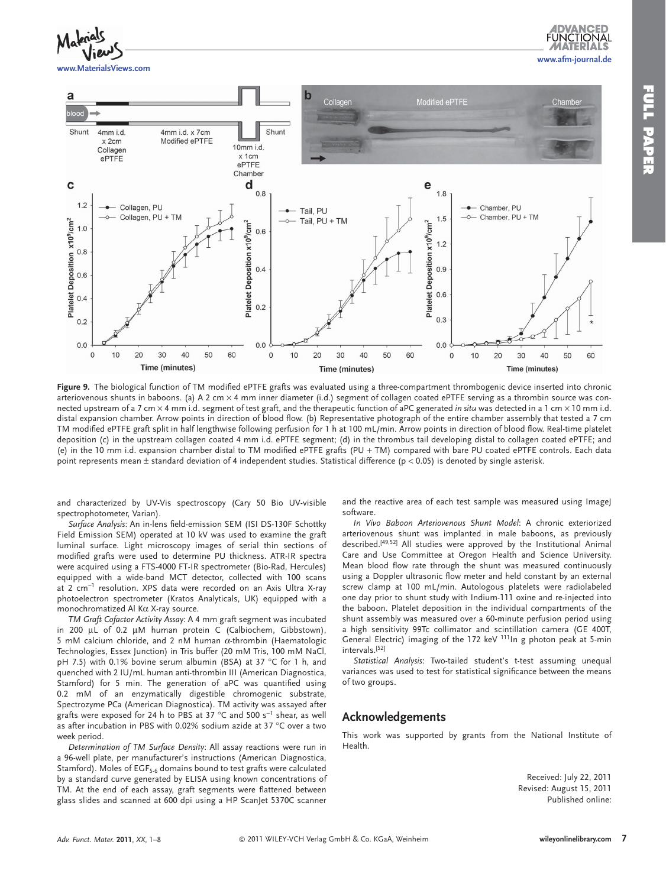**Figure 9.** The biological function of TM modified ePTFE grafts was evaluated using a three-compartment thrombogenic device inserted into chronic arteriovenous shunts in baboons. (a) A 2 cm × 4 mm inner diameter (i.d.) segment of collagen coated ePTFE serving as a thrombin source was connected upstream of a 7 cm × 4 mm i.d. segment of test graft, and the therapeutic function of aPC generated *in situ* was detected in a 1 cm × 10 mm i.d. distal expansion chamber. Arrow points in direction of blood flow. (b) Representative photograph of the entire chamber assembly that tested a 7 cm TM modified ePTFE graft split in half lengthwise following perfusion for 1 h at 100 mL/min. Arrow points in direction of blood flow. Real-time platelet deposition (c) in the upstream collagen coated 4 mm i.d. ePTFE segment; (d) in the thrombus tail developing distal to collagen coated ePTFE; and (e) in the 10 mm i.d. expansion chamber distal to TM modified ePTFE grafts (PU + TM) compared with bare PU coated ePTFE controls. Each data point represents mean ± standard deviation of 4 independent studies. Statistical difference ($p < 0.05$) is denoted by single asterisk.

and characterized by UV-Vis spectroscopy (Cary 50 Bio UV-visible spectrophotometer, Varian).

*Surface Analysis*: An in-lens field-emission SEM (ISI DS-130F Schottky Field Emission SEM) operated at 10 kV was used to examine the graft luminal surface. Light microscopy images of serial thin sections of modified grafts were used to determine PU thickness. ATR-IR spectra were acquired using a FTS-4000 FT-IR spectrometer (Bio-Rad, Hercules) equipped with a wide-band MCT detector, collected with 100 scans at 2 $cm^{-1}$ resolution. XPS data were recorded on an Axis Ultra X-ray photoelectron spectrometer (Kratos Analyticals, UK) equipped with a monochromatized Al Kα X-ray source.

*TM Graft Cofactor Activity Assay*: A 4 mm graft segment was incubated in 200 µL of 0.2 µM human protein C (Calbiochem, Gibbstown), 5 mM calcium chloride, and 2 nM human α-thrombin (Haematologic Technologies, Essex Junction) in Tris buffer (20 mM Tris, 100 mM NaCl, pH 7.5) with 0.1% bovine serum albumin (BSA) at 37 °C for 1 h, and quenched with 2 IU/mL human anti-thrombin III (American Diagnostica, Stamford) for 5 min. The generation of aPC was quantified using 0.2 mM of an enzymatically digestible chromogenic substrate, Spectrozyme PCa (American Diagnostica). TM activity was assayed after grafts were exposed for 24 h to PBS at 37 °C and 500 $s^{-1}$ shear, as well as after incubation in PBS with 0.02% sodium azide at 37 °C over a two week period.

*Determination of TM Surface Density*: All assay reactions were run in a 96-well plate, per manufacturer's instructions (American Diagnostica, Stamford). Moles of $EGF_{5-6}$ domains bound to test grafts were calculated by a standard curve generated by ELISA using known concentrations of TM. At the end of each assay, graft segments were flattened between glass slides and scanned at 600 dpi using a HP ScanJet 5370C scanner and the reactive area of each test sample was measured using ImageJ software.

*In Vivo Baboon Arteriovenous Shunt Model*: A chronic exteriorized arteriovenous shunt was implanted in male baboons, as previously described.[49,52] All studies were approved by the Institutional Animal Care and Use Committee at Oregon Health and Science University. Mean blood flow rate through the shunt was measured continuously using a Doppler ultrasonic flow meter and held constant by an external screw clamp at 100 mL/min. Autologous platelets were radiolabeled one day prior to shunt study with Indium-111 oxine and re-injected into the baboon. Platelet deposition in the individual compartments of the shunt assembly was measured over a 60-minute perfusion period using a high sensitivity 99Tc collimator and scintillation camera (GE 400T, General Electric) imaging of the 172 keV $^{111}$In g photon peak at 5-min intervals.[52]

*Statistical Analysis*: Two-tailed student's t-test assuming unequal variances was used to test for statistical significance between the means of two groups.

## Acknowledgements

This work was supported by grants from the National Institute of Health.

Received: July 22, 2011
Revised: August 15, 2011
Published online: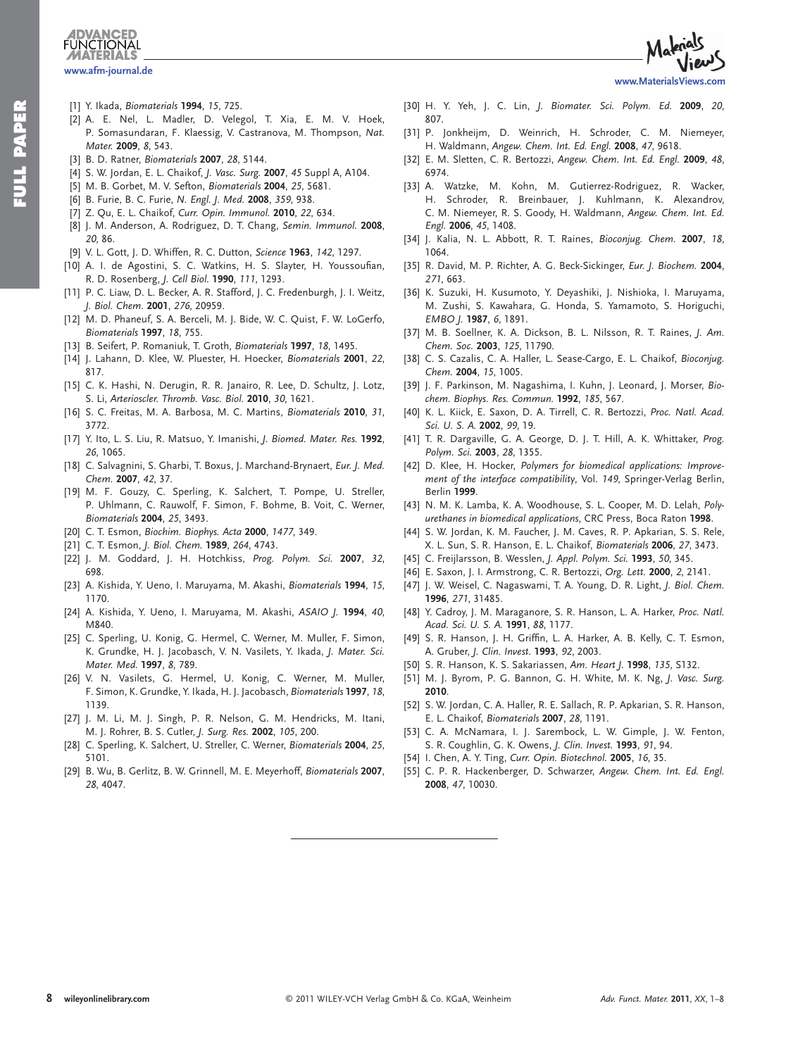[1] Y. Ikada, *Biomaterials* **1994**, *15*, 725.

[2] A. E. Nel, L. Madler, D. Velegol, T. Xia, E. M. V. Hoek, P. Somasundaran, F. Klaessig, V. Castranova, M. Thompson, *Nat. Mater.* **2009**, *8*, 543.

[3] B. D. Ratner, *Biomaterials* **2007**, *28*, 5144.

[4] S. W. Jordan, E. L. Chaikof, *J. Vasc. Surg.* **2007**, *45* Suppl A, A104.

[5] M. B. Gorbet, M. V. Sefton, *Biomaterials* **2004**, *25*, 5681.

[6] B. Furie, B. C. Furie, *N. Engl. J. Med.* **2008**, *359*, 938.

[7] Z. Qu, E. L. Chaikof, *Curr. Opin. Immunol.* **2010**, *22*, 634.

[8] J. M. Anderson, A. Rodriguez, D. T. Chang, *Semin. Immunol.* **2008**, *20*, 86.

[9] V. L. Gott, J. D. Whiffen, R. C. Dutton, *Science* **1963**, *142*, 1297.

[10] A. I. de Agostini, S. C. Watkins, H. S. Slayter, H. Youssoufian, R. D. Rosenberg, *J. Cell Biol.* **1990**, *111*, 1293.

[11] P. C. Liaw, D. L. Becker, A. R. Stafford, J. C. Fredenburgh, J. I. Weitz, *J. Biol. Chem.* **2001**, *276*, 20959.

[12] M. D. Phaneuf, S. A. Berceli, M. J. Bide, W. C. Quist, F. W. LoGerfo, *Biomaterials* **1997**, *18*, 755.

[13] B. Seifert, P. Romaniuk, T. Groth, *Biomaterials* **1997**, *18*, 1495.

[14] J. Lahann, D. Klee, W. Pluester, H. Hoecker, *Biomaterials* **2001**, *22*, 817.

[15] C. K. Hashi, N. Derugin, R. R. Janairo, R. Lee, D. Schultz, J. Lotz, S. Li, *Arterioscler. Thromb. Vasc. Biol.* **2010**, *30*, 1621.

[16] S. C. Freitas, M. A. Barbosa, M. C. Martins, *Biomaterials* **2010**, *31*, 3772.

[17] Y. Ito, L. S. Liu, R. Matsuo, Y. Imanishi, *J. Biomed. Mater. Res.* **1992**, *26*, 1065.

[18] C. Salvagnini, S. Gharbi, T. Boxus, J. Marchand-Brynaert, *Eur. J. Med. Chem.* **2007**, *42*, 37.

[19] M. F. Gouzy, C. Sperling, K. Salchert, T. Pompe, U. Streller, P. Uhlmann, C. Rauwolf, F. Simon, F. Bohme, B. Voit, C. Werner, *Biomaterials* **2004**, *25*, 3493.

[20] C. T. Esmon, *Biochim. Biophys. Acta* **2000**, *1477*, 349.

[21] C. T. Esmon, *J. Biol. Chem.* **1989**, *264*, 4743.

[22] J. M. Goddard, J. H. Hotchkiss, *Prog. Polym. Sci.* **2007**, *32*, 698.

[23] A. Kishida, Y. Ueno, I. Maruyama, M. Akashi, *Biomaterials* **1994**, *15*, 1170.

[24] A. Kishida, Y. Ueno, I. Maruyama, M. Akashi, *ASAIO J.* **1994**, *40*, M840.

[25] C. Sperling, U. Konig, G. Hermel, C. Werner, M. Muller, F. Simon, K. Grundke, H. J. Jacobasch, V. N. Vasilets, Y. Ikada, *J. Mater. Sci. Mater. Med.* **1997**, *8*, 789.

[26] V. N. Vasilets, G. Hermel, U. Konig, C. Werner, M. Muller, F. Simon, K. Grundke, Y. Ikada, H. J. Jacobasch, *Biomaterials* **1997**, *18*, 1139.

[27] J. M. Li, M. J. Singh, P. R. Nelson, G. M. Hendricks, M. Itani, M. J. Rohrer, B. S. Cutler, *J. Surg. Res.* **2002**, *105*, 200.

[28] C. Sperling, K. Salchert, U. Streller, C. Werner, *Biomaterials* **2004**, *25*, 5101.

[29] B. Wu, B. Gerlitz, B. W. Grinnell, M. E. Meyerhoff, *Biomaterials* **2007**, *28*, 4047.

[30] H. Y. Yeh, J. C. Lin, *J. Biomater. Sci. Polym. Ed.* **2009**, *20*, 807.

[31] P. Jonkheijm, D. Weinrich, H. Schroder, C. M. Niemeyer, H. Waldmann, *Angew. Chem. Int. Ed. Engl.* **2008**, *47*, 9618.

[32] E. M. Sletten, C. R. Bertozzi, *Angew. Chem. Int. Ed. Engl.* **2009**, *48*, 6974.

[33] A. Watzke, M. Kohn, M. Gutierrez-Rodriguez, R. Wacker, H. Schroder, R. Breinbauer, J. Kuhlmann, K. Alexandrov, C. M. Niemeyer, R. S. Goody, H. Waldmann, *Angew. Chem. Int. Ed. Engl.* **2006**, *45*, 1408.

[34] J. Kalia, N. L. Abbott, R. T. Raines, *Bioconjug. Chem.* **2007**, *18*, 1064.

[35] R. David, M. P. Richter, A. G. Beck-Sickinger, *Eur. J. Biochem.* **2004**, *271*, 663.

[36] K. Suzuki, H. Kusumoto, Y. Deyashiki, J. Nishioka, I. Maruyama, M. Zushi, S. Kawahara, G. Honda, S. Yamamoto, S. Horiguchi, *EMBO J.* **1987**, *6*, 1891.

[37] M. B. Soellner, K. A. Dickson, B. L. Nilsson, R. T. Raines, *J. Am. Chem. Soc.* **2003**, *125*, 11790.

[38] C. S. Cazalis, C. A. Haller, L. Sease-Cargo, E. L. Chaikof, *Bioconjug. Chem.* **2004**, *15*, 1005.

[39] J. F. Parkinson, M. Nagashima, I. Kuhn, J. Leonard, J. Morser, *Biochem. Biophys. Res. Commun.* **1992**, *185*, 567.

[40] K. L. Kiick, E. Saxon, D. A. Tirrell, C. R. Bertozzi, *Proc. Natl. Acad. Sci. U. S. A.* **2002**, *99*, 19.

[41] T. R. Dargaville, G. A. George, D. J. T. Hill, A. K. Whittaker, *Prog. Polym. Sci.* **2003**, *28*, 1355.

[42] D. Klee, H. Hocker, *Polymers for biomedical applications: Improvement of the interface compatibility*, Vol. *149*, Springer-Verlag Berlin, Berlin **1999**.

[43] N. M. K. Lamba, K. A. Woodhouse, S. L. Cooper, M. D. Lelah, *Polyurethanes in biomedical applications*, CRC Press, Boca Raton **1998**.

[44] S. W. Jordan, K. M. Faucher, J. M. Caves, R. P. Apkarian, S. S. Rele, X. L. Sun, S. R. Hanson, E. L. Chaikof, *Biomaterials* **2006**, *27*, 3473.

[45] C. Freijlarsson, B. Wesslen, *J. Appl. Polym. Sci.* **1993**, *50*, 345.

[46] E. Saxon, J. I. Armstrong, C. R. Bertozzi, *Org. Lett.* **2000**, *2*, 2141.

[47] J. W. Weisel, C. Nagaswami, T. A. Young, D. R. Light, *J. Biol. Chem.* **1996**, *271*, 31485.

[48] Y. Cadroy, J. M. Maraganore, S. R. Hanson, L. A. Harker, *Proc. Natl. Acad. Sci. U. S. A.* **1991**, *88*, 1177.

[49] S. R. Hanson, J. H. Griffin, L. A. Harker, A. B. Kelly, C. T. Esmon, A. Gruber, *J. Clin. Invest.* **1993**, *92*, 2003.

[50] S. R. Hanson, K. S. Sakariassen, *Am. Heart J.* **1998**, *135*, S132.

[51] M. J. Byrom, P. G. Bannon, G. H. White, M. K. Ng, *J. Vasc. Surg.* **2010**.

[52] S. W. Jordan, C. A. Haller, R. E. Sallach, R. P. Apkarian, S. R. Hanson, E. L. Chaikof, *Biomaterials* **2007**, *28*, 1191.

[53] C. A. McNamara, I. J. Sarembock, L. W. Gimple, J. W. Fenton, S. R. Coughlin, G. K. Owens, *J. Clin. Invest.* **1993**, *91*, 94.

[54] I. Chen, A. Y. Ting, *Curr. Opin. Biotechnol.* **2005**, *16*, 35.

[55] C. P. R. Hackenberger, D. Schwarzer, *Angew. Chem. Int. Ed. Engl.* **2008**, *47*, 10030.